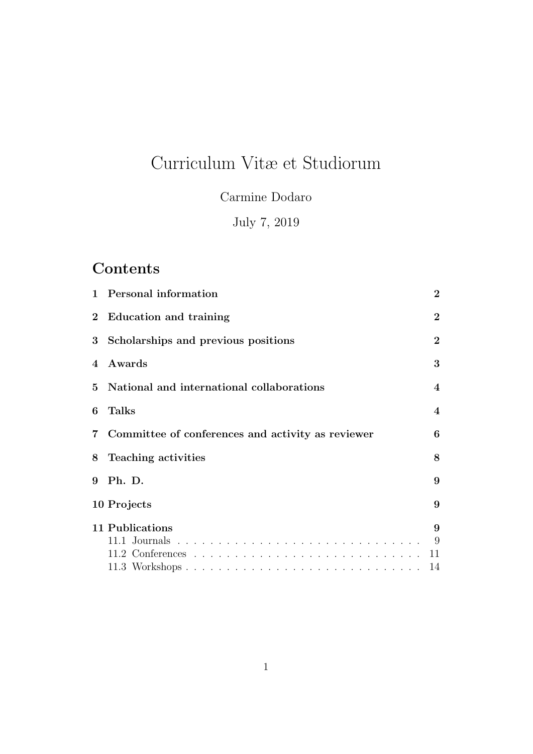# Curriculum Vitæ et Studiorum

Carmine Dodaro

July 7, 2019

## Contents

| | |
|---|---|
| **1 Personal information** | **2** |
| **2 Education and training** | **2** |
| **3 Scholarships and previous positions** | **2** |
| **4 Awards** | **3** |
| **5 National and international collaborations** | **4** |
| **6 Talks** | **4** |
| **7 Committee of conferences and activity as reviewer** | **6** |
| **8 Teaching activities** | **8** |
| **9 Ph. D.** | **9** |
| **10 Projects** | **9** |
| **11 Publications** | **9** |
| 11.1 Journals | 9 |
| 11.2 Conferences | 11 |
| 11.3 Workshops | 14 |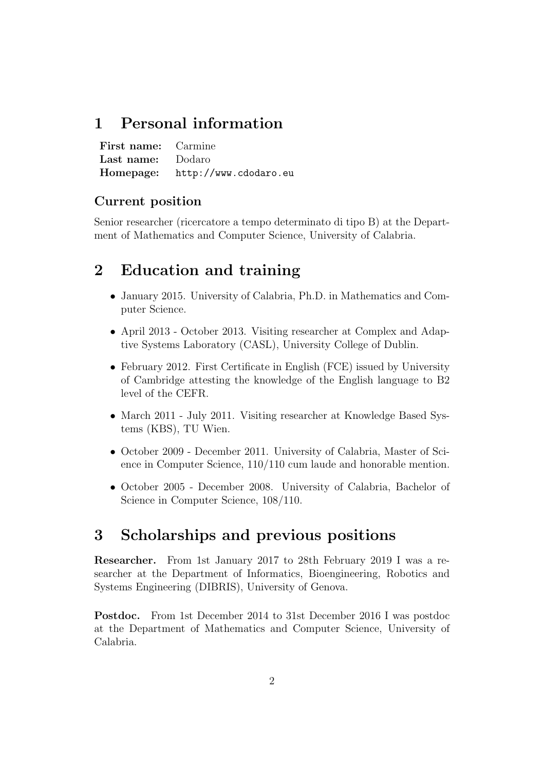# 1 Personal information

**First name:** Carmine
**Last name:** Dodaro
**Homepage:** http://www.cdodaro.eu

### Current position

Senior researcher (ricercatore a tempo determinato di tipo B) at the Department of Mathematics and Computer Science, University of Calabria.

# 2 Education and training

- January 2015. University of Calabria, Ph.D. in Mathematics and Computer Science.
- April 2013 - October 2013. Visiting researcher at Complex and Adaptive Systems Laboratory (CASL), University College of Dublin.
- February 2012. First Certificate in English (FCE) issued by University of Cambridge attesting the knowledge of the English language to B2 level of the CEFR.
- March 2011 - July 2011. Visiting researcher at Knowledge Based Systems (KBS), TU Wien.
- October 2009 - December 2011. University of Calabria, Master of Science in Computer Science, 110/110 cum laude and honorable mention.
- October 2005 - December 2008. University of Calabria, Bachelor of Science in Computer Science, 108/110.

# 3 Scholarships and previous positions

**Researcher.** From 1st January 2017 to 28th February 2019 I was a researcher at the Department of Informatics, Bioengineering, Robotics and Systems Engineering (DIBRIS), University of Genova.

**Postdoc.** From 1st December 2014 to 31st December 2016 I was postdoc at the Department of Mathematics and Computer Science, University of Calabria.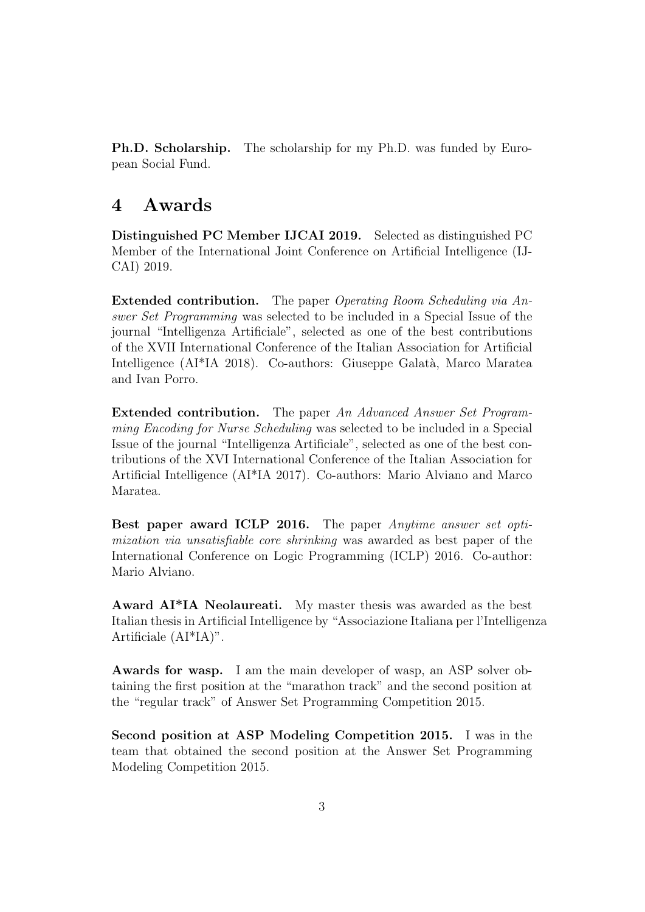**Ph.D. Scholarship.** The scholarship for my Ph.D. was funded by European Social Fund.

## 4 Awards

**Distinguished PC Member IJCAI 2019.** Selected as distinguished PC Member of the International Joint Conference on Artificial Intelligence (IJCAI) 2019.

**Extended contribution.** The paper *Operating Room Scheduling via Answer Set Programming* was selected to be included in a Special Issue of the journal "Intelligenza Artificiale", selected as one of the best contributions of the XVII International Conference of the Italian Association for Artificial Intelligence (AI*IA 2018). Co-authors: Giuseppe Galatà, Marco Maratea and Ivan Porro.

**Extended contribution.** The paper *An Advanced Answer Set Programming Encoding for Nurse Scheduling* was selected to be included in a Special Issue of the journal "Intelligenza Artificiale", selected as one of the best contributions of the XVI International Conference of the Italian Association for Artificial Intelligence (AI*IA 2017). Co-authors: Mario Alviano and Marco Maratea.

**Best paper award ICLP 2016.** The paper *Anytime answer set optimization via unsatisfiable core shrinking* was awarded as best paper of the International Conference on Logic Programming (ICLP) 2016. Co-author: Mario Alviano.

**Award AI*IA Neolaureati.** My master thesis was awarded as the best Italian thesis in Artificial Intelligence by "Associazione Italiana per l'Intelligenza Artificiale (AI*IA)".

**Awards for wasp.** I am the main developer of wasp, an ASP solver obtaining the first position at the "marathon track" and the second position at the "regular track" of Answer Set Programming Competition 2015.

**Second position at ASP Modeling Competition 2015.** I was in the team that obtained the second position at the Answer Set Programming Modeling Competition 2015.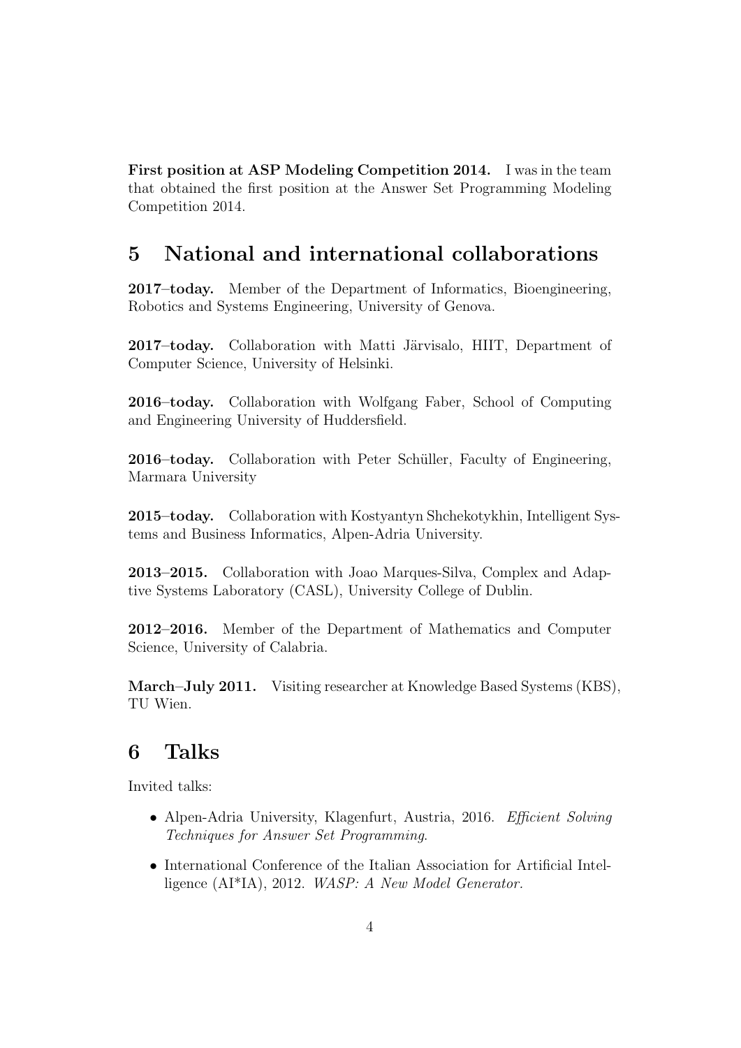**First position at ASP Modeling Competition 2014.** I was in the team that obtained the first position at the Answer Set Programming Modeling Competition 2014.

## 5 National and international collaborations

**2017–today.** Member of the Department of Informatics, Bioengineering, Robotics and Systems Engineering, University of Genova.

**2017–today.** Collaboration with Matti Järvisalo, HIIT, Department of Computer Science, University of Helsinki.

**2016–today.** Collaboration with Wolfgang Faber, School of Computing and Engineering University of Huddersfield.

**2016–today.** Collaboration with Peter Schüller, Faculty of Engineering, Marmara University

**2015–today.** Collaboration with Kostyantyn Shchekotykhin, Intelligent Systems and Business Informatics, Alpen-Adria University.

**2013–2015.** Collaboration with Joao Marques-Silva, Complex and Adaptive Systems Laboratory (CASL), University College of Dublin.

**2012–2016.** Member of the Department of Mathematics and Computer Science, University of Calabria.

**March–July 2011.** Visiting researcher at Knowledge Based Systems (KBS), TU Wien.

## 6 Talks

Invited talks:

- Alpen-Adria University, Klagenfurt, Austria, 2016. *Efficient Solving Techniques for Answer Set Programming.*
- International Conference of the Italian Association for Artificial Intelligence (AI*IA), 2012. *WASP: A New Model Generator.*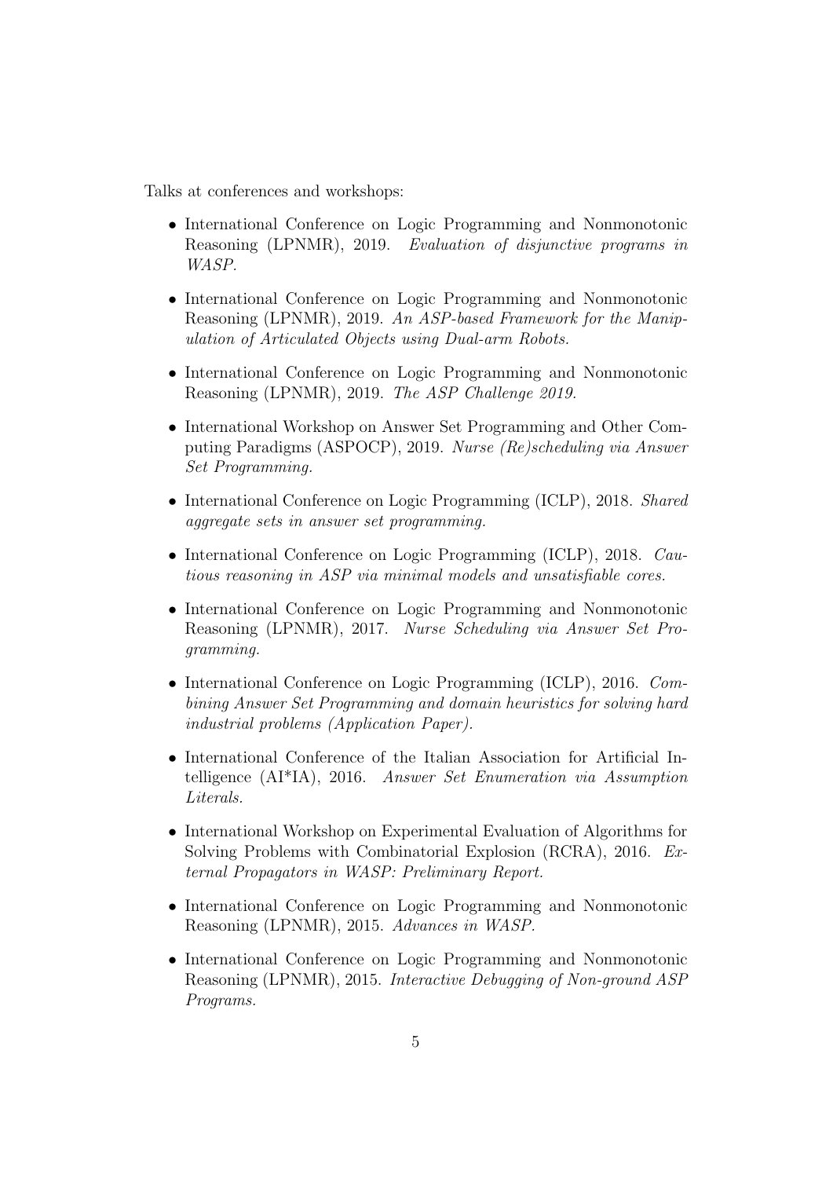Talks at conferences and workshops:

- International Conference on Logic Programming and Nonmonotonic Reasoning (LPNMR), 2019. *Evaluation of disjunctive programs in WASP.*
- International Conference on Logic Programming and Nonmonotonic Reasoning (LPNMR), 2019. *An ASP-based Framework for the Manipulation of Articulated Objects using Dual-arm Robots.*
- International Conference on Logic Programming and Nonmonotonic Reasoning (LPNMR), 2019. *The ASP Challenge 2019.*
- International Workshop on Answer Set Programming and Other Computing Paradigms (ASPOCP), 2019. *Nurse (Re)scheduling via Answer Set Programming.*
- International Conference on Logic Programming (ICLP), 2018. *Shared aggregate sets in answer set programming.*
- International Conference on Logic Programming (ICLP), 2018. *Cautious reasoning in ASP via minimal models and unsatisfiable cores.*
- International Conference on Logic Programming and Nonmonotonic Reasoning (LPNMR), 2017. *Nurse Scheduling via Answer Set Programming.*
- International Conference on Logic Programming (ICLP), 2016. *Combining Answer Set Programming and domain heuristics for solving hard industrial problems (Application Paper).*
- International Conference of the Italian Association for Artificial Intelligence (AI*IA), 2016. *Answer Set Enumeration via Assumption Literals.*
- International Workshop on Experimental Evaluation of Algorithms for Solving Problems with Combinatorial Explosion (RCRA), 2016. *External Propagators in WASP: Preliminary Report.*
- International Conference on Logic Programming and Nonmonotonic Reasoning (LPNMR), 2015. *Advances in WASP.*
- International Conference on Logic Programming and Nonmonotonic Reasoning (LPNMR), 2015. *Interactive Debugging of Non-ground ASP Programs.*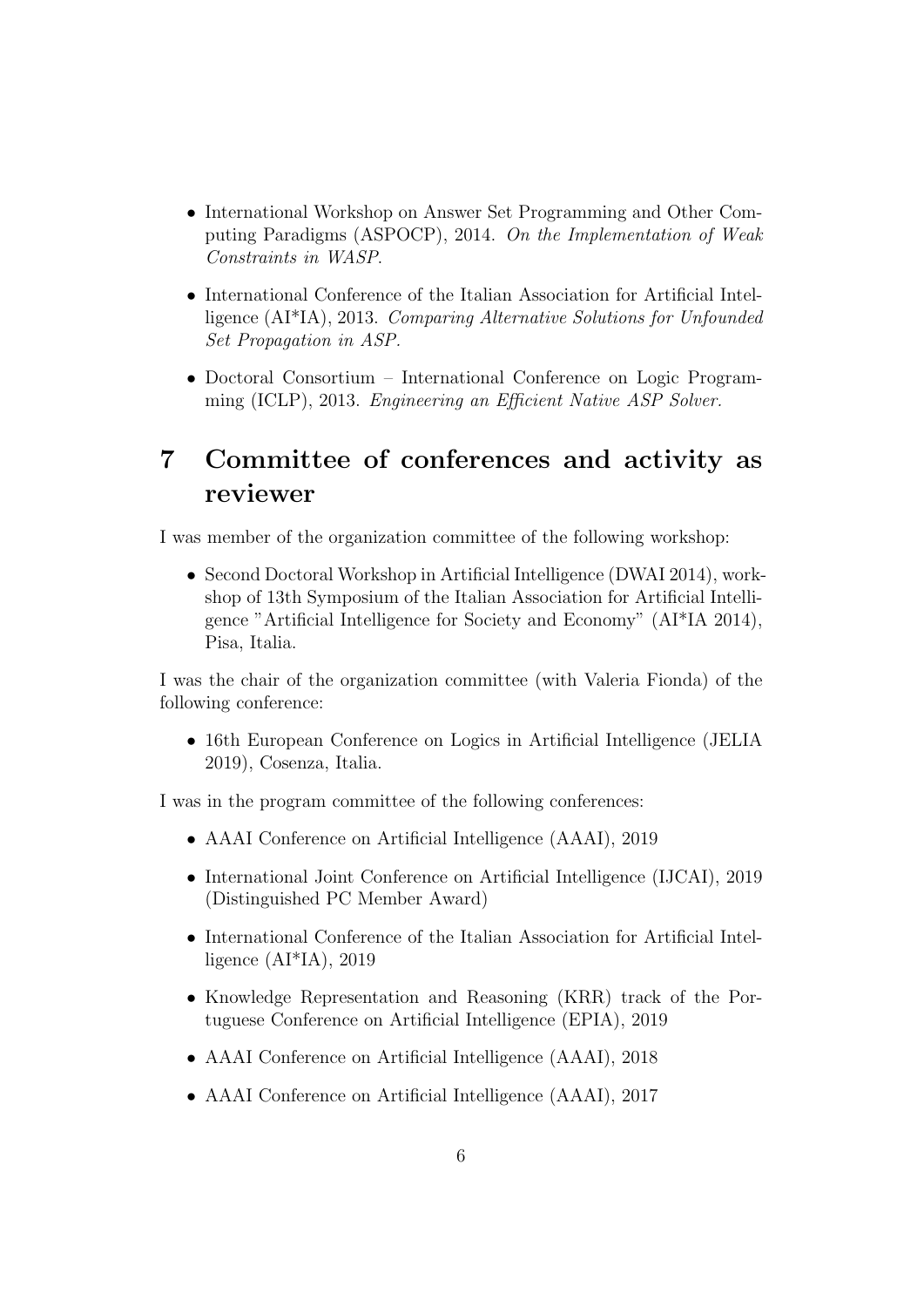- International Workshop on Answer Set Programming and Other Computing Paradigms (ASPOCP), 2014. *On the Implementation of Weak Constraints in WASP.*
- International Conference of the Italian Association for Artificial Intelligence (AI*IA), 2013. *Comparing Alternative Solutions for Unfounded Set Propagation in ASP.*
- Doctoral Consortium – International Conference on Logic Programming (ICLP), 2013. *Engineering an Efficient Native ASP Solver.*

# 7 Committee of conferences and activity as reviewer

I was member of the organization committee of the following workshop:

- Second Doctoral Workshop in Artificial Intelligence (DWAI 2014), workshop of 13th Symposium of the Italian Association for Artificial Intelligence "Artificial Intelligence for Society and Economy" (AI*IA 2014), Pisa, Italia.

I was the chair of the organization committee (with Valeria Fionda) of the following conference:

- 16th European Conference on Logics in Artificial Intelligence (JELIA 2019), Cosenza, Italia.

I was in the program committee of the following conferences:

- AAAI Conference on Artificial Intelligence (AAAI), 2019
- International Joint Conference on Artificial Intelligence (IJCAI), 2019 (Distinguished PC Member Award)
- International Conference of the Italian Association for Artificial Intelligence (AI*IA), 2019
- Knowledge Representation and Reasoning (KRR) track of the Portuguese Conference on Artificial Intelligence (EPIA), 2019
- AAAI Conference on Artificial Intelligence (AAAI), 2018
- AAAI Conference on Artificial Intelligence (AAAI), 2017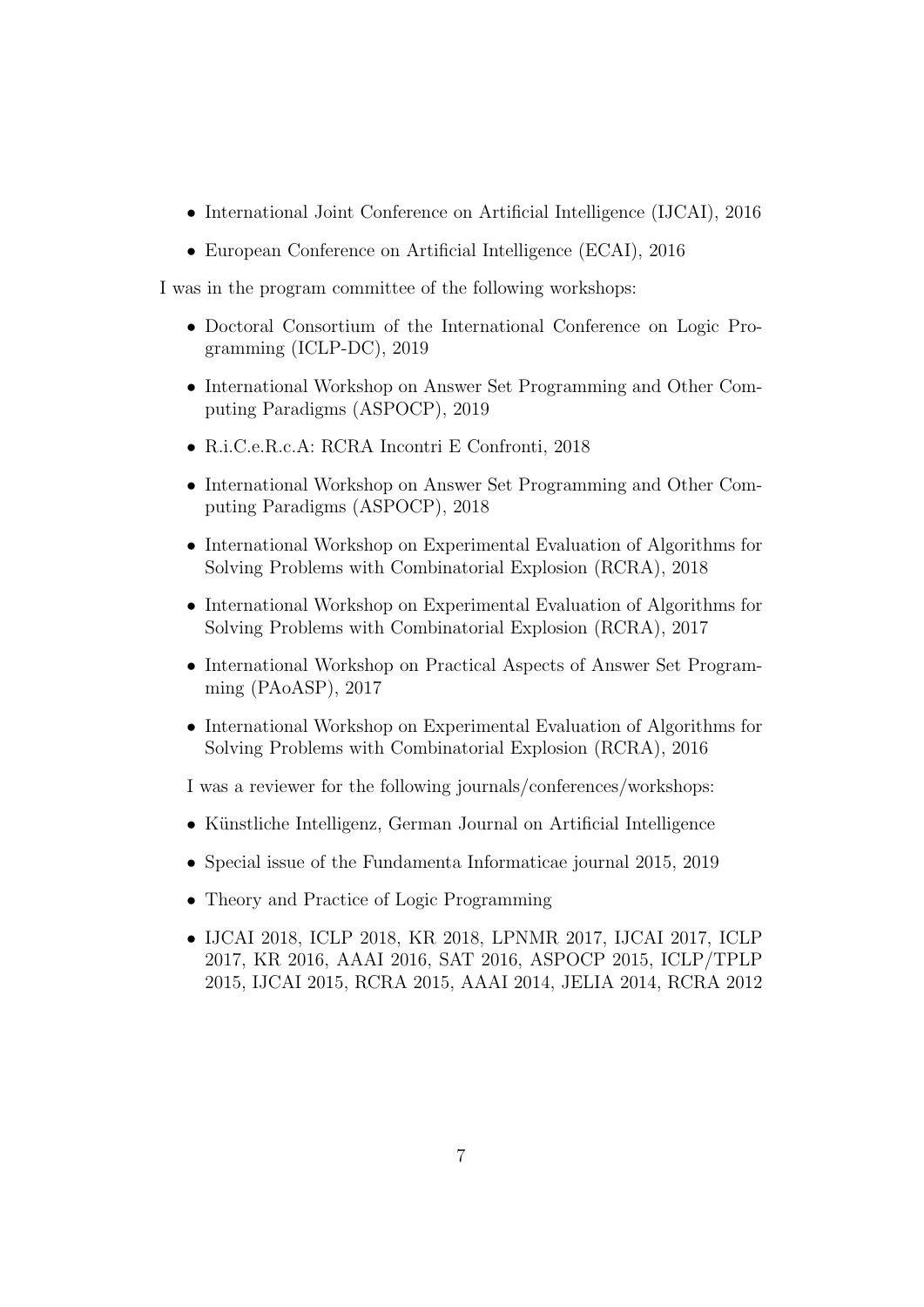- International Joint Conference on Artificial Intelligence (IJCAI), 2016
- European Conference on Artificial Intelligence (ECAI), 2016

I was in the program committee of the following workshops:

- Doctoral Consortium of the International Conference on Logic Programming (ICLP-DC), 2019
- International Workshop on Answer Set Programming and Other Computing Paradigms (ASPOCP), 2019
- R.i.C.e.R.c.A: RCRA Incontri E Confronti, 2018
- International Workshop on Answer Set Programming and Other Computing Paradigms (ASPOCP), 2018
- International Workshop on Experimental Evaluation of Algorithms for Solving Problems with Combinatorial Explosion (RCRA), 2018
- International Workshop on Experimental Evaluation of Algorithms for Solving Problems with Combinatorial Explosion (RCRA), 2017
- International Workshop on Practical Aspects of Answer Set Programming (PAoASP), 2017
- International Workshop on Experimental Evaluation of Algorithms for Solving Problems with Combinatorial Explosion (RCRA), 2016

I was a reviewer for the following journals/conferences/workshops:

- Künstliche Intelligenz, German Journal on Artificial Intelligence
- Special issue of the Fundamenta Informaticae journal 2015, 2019
- Theory and Practice of Logic Programming
- IJCAI 2018, ICLP 2018, KR 2018, LPNMR 2017, IJCAI 2017, ICLP 2017, KR 2016, AAAI 2016, SAT 2016, ASPOCP 2015, ICLP/TPLP 2015, IJCAI 2015, RCRA 2015, AAAI 2014, JELIA 2014, RCRA 2012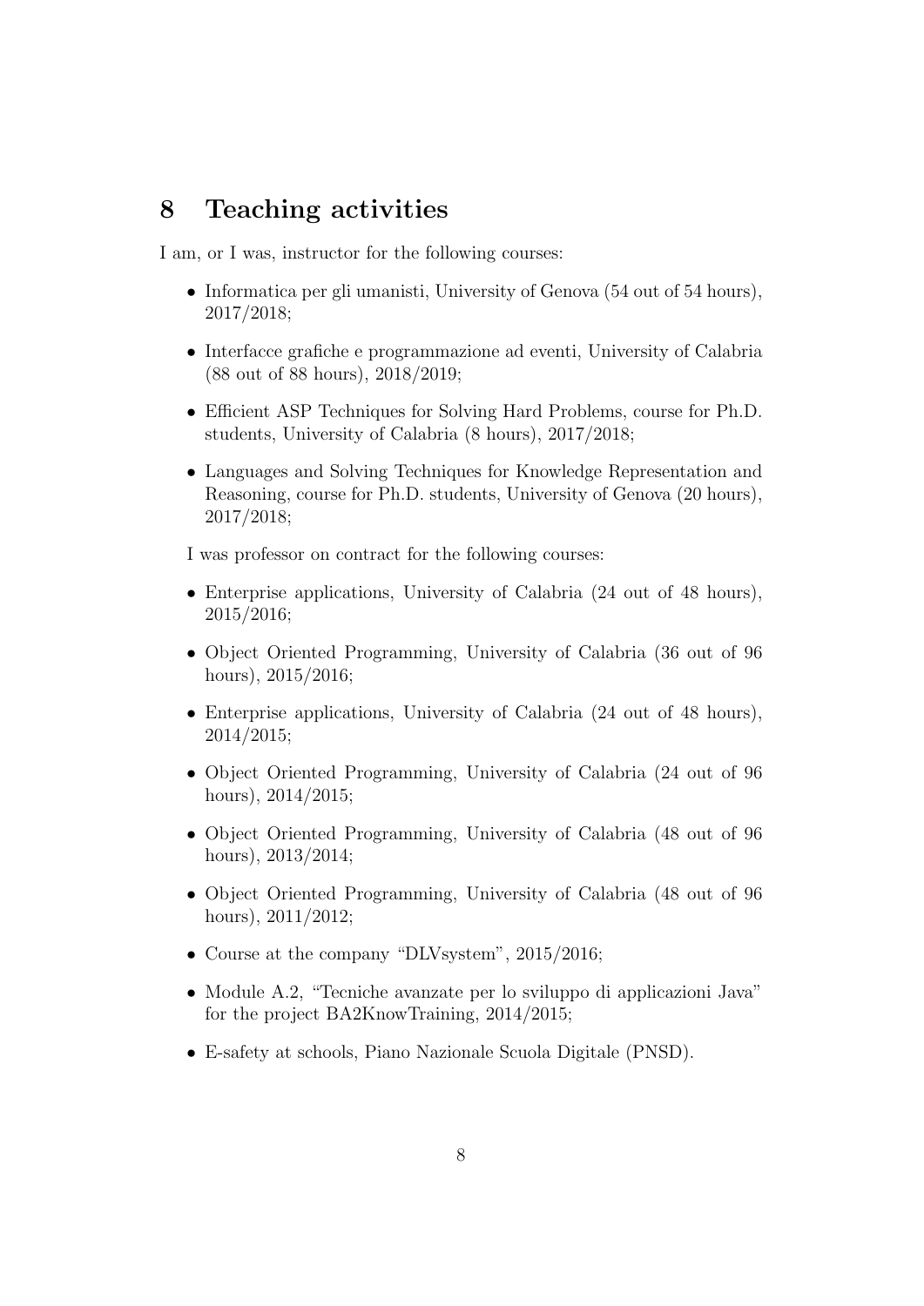## 8 Teaching activities

I am, or I was, instructor for the following courses:

- Informatica per gli umanisti, University of Genova (54 out of 54 hours), 2017/2018;
- Interfacce grafiche e programmazione ad eventi, University of Calabria (88 out of 88 hours), 2018/2019;
- Efficient ASP Techniques for Solving Hard Problems, course for Ph.D. students, University of Calabria (8 hours), 2017/2018;
- Languages and Solving Techniques for Knowledge Representation and Reasoning, course for Ph.D. students, University of Genova (20 hours), 2017/2018;

I was professor on contract for the following courses:

- Enterprise applications, University of Calabria (24 out of 48 hours), 2015/2016;
- Object Oriented Programming, University of Calabria (36 out of 96 hours), 2015/2016;
- Enterprise applications, University of Calabria (24 out of 48 hours), 2014/2015;
- Object Oriented Programming, University of Calabria (24 out of 96 hours), 2014/2015;
- Object Oriented Programming, University of Calabria (48 out of 96 hours), 2013/2014;
- Object Oriented Programming, University of Calabria (48 out of 96 hours), 2011/2012;
- Course at the company "DLVsystem", 2015/2016;
- Module A.2, "Tecniche avanzate per lo sviluppo di applicazioni Java" for the project BA2KnowTraining, 2014/2015;
- E-safety at schools, Piano Nazionale Scuola Digitale (PNSD).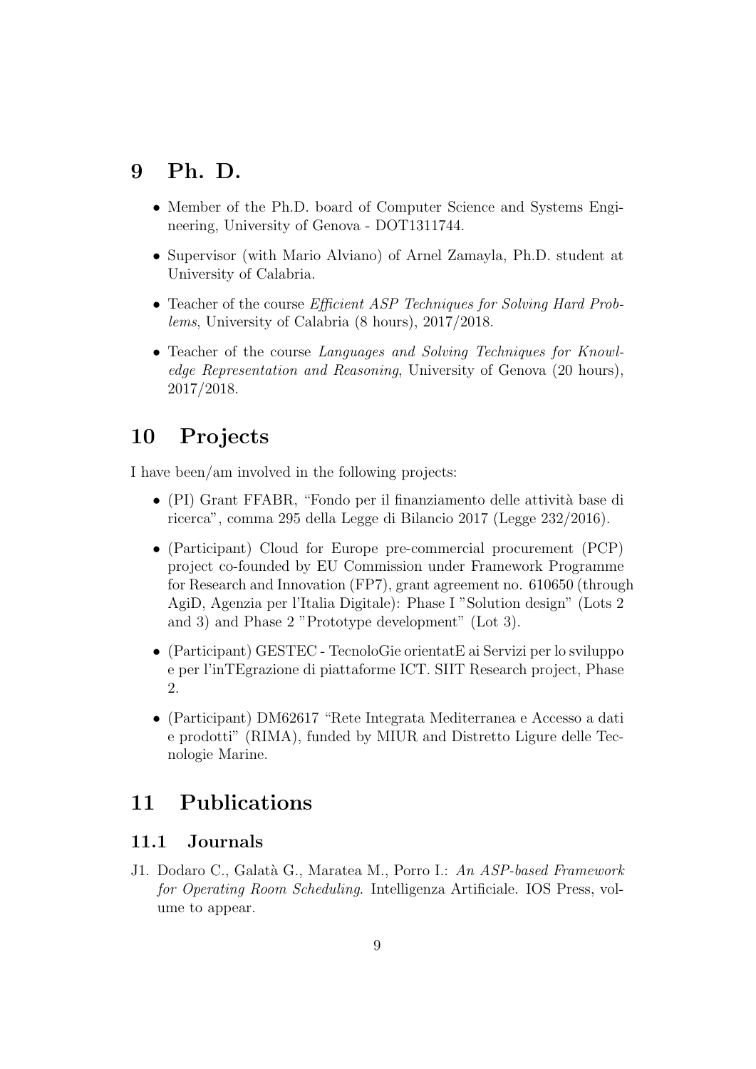# 9 Ph. D.

- Member of the Ph.D. board of Computer Science and Systems Engineering, University of Genova - DOT1311744.
- Supervisor (with Mario Alviano) of Arnel Zamayla, Ph.D. student at University of Calabria.
- Teacher of the course *Efficient ASP Techniques for Solving Hard Problems*, University of Calabria (8 hours), 2017/2018.
- Teacher of the course *Languages and Solving Techniques for Knowledge Representation and Reasoning*, University of Genova (20 hours), 2017/2018.

# 10 Projects

I have been/am involved in the following projects:

- (PI) Grant FFABR, "Fondo per il finanziamento delle attività base di ricerca", comma 295 della Legge di Bilancio 2017 (Legge 232/2016).
- (Participant) Cloud for Europe pre-commercial procurement (PCP) project co-founded by EU Commission under Framework Programme for Research and Innovation (FP7), grant agreement no. 610650 (through AgiD, Agenzia per l'Italia Digitale): Phase I "Solution design" (Lots 2 and 3) and Phase 2 "Prototype development" (Lot 3).
- (Participant) GESTEC - TecnoloGie orientatE ai Servizi per lo sviluppo e per l'inTEgrazione di piattaforme ICT. SIIT Research project, Phase 2.
- (Participant) DM62617 "Rete Integrata Mediterranea e Accesso a dati e prodotti" (RIMA), funded by MIUR and Distretto Ligure delle Tecnologie Marine.

# 11 Publications

## 11.1 Journals

J1. Dodaro C., Galatà G., Maratea M., Porro I.: *An ASP-based Framework for Operating Room Scheduling*. Intelligenza Artificiale. IOS Press, volume to appear.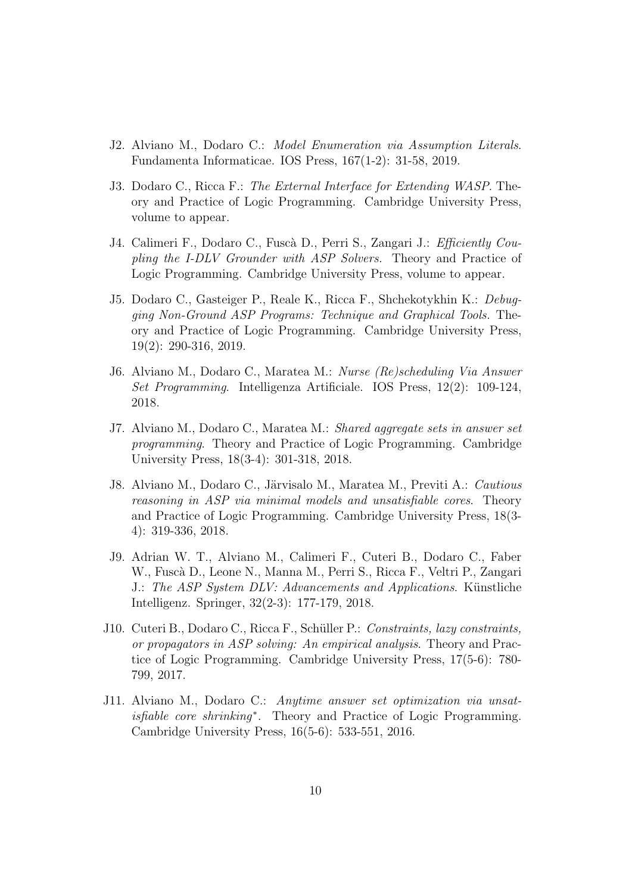- J2. Alviano M., Dodaro C.: *Model Enumeration via Assumption Literals*. Fundamenta Informaticae. IOS Press, 167(1-2): 31-58, 2019.
- J3. Dodaro C., Ricca F.: *The External Interface for Extending WASP*. Theory and Practice of Logic Programming. Cambridge University Press, volume to appear.
- J4. Calimeri F., Dodaro C., Fuscà D., Perri S., Zangari J.: *Efficiently Coupling the I-DLV Grounder with ASP Solvers.* Theory and Practice of Logic Programming. Cambridge University Press, volume to appear.
- J5. Dodaro C., Gasteiger P., Reale K., Ricca F., Shchekotykhin K.: *Debugging Non-Ground ASP Programs: Technique and Graphical Tools.* Theory and Practice of Logic Programming. Cambridge University Press, 19(2): 290-316, 2019.
- J6. Alviano M., Dodaro C., Maratea M.: *Nurse (Re)scheduling Via Answer Set Programming*. Intelligenza Artificiale. IOS Press, 12(2): 109-124, 2018.
- J7. Alviano M., Dodaro C., Maratea M.: *Shared aggregate sets in answer set programming*. Theory and Practice of Logic Programming. Cambridge University Press, 18(3-4): 301-318, 2018.
- J8. Alviano M., Dodaro C., Järvisalo M., Maratea M., Previti A.: *Cautious reasoning in ASP via minimal models and unsatisfiable cores*. Theory and Practice of Logic Programming. Cambridge University Press, 18(3-4): 319-336, 2018.
- J9. Adrian W. T., Alviano M., Calimeri F., Cuteri B., Dodaro C., Faber W., Fuscà D., Leone N., Manna M., Perri S., Ricca F., Veltri P., Zangari J.: *The ASP System DLV: Advancements and Applications*. Künstliche Intelligenz. Springer, 32(2-3): 177-179, 2018.
- J10. Cuteri B., Dodaro C., Ricca F., Schüller P.: *Constraints, lazy constraints, or propagators in ASP solving: An empirical analysis*. Theory and Practice of Logic Programming. Cambridge University Press, 17(5-6): 780-799, 2017.
- J11. Alviano M., Dodaro C.: *Anytime answer set optimization via unsatisfiable core shrinking*$^*$. Theory and Practice of Logic Programming. Cambridge University Press, 16(5-6): 533-551, 2016.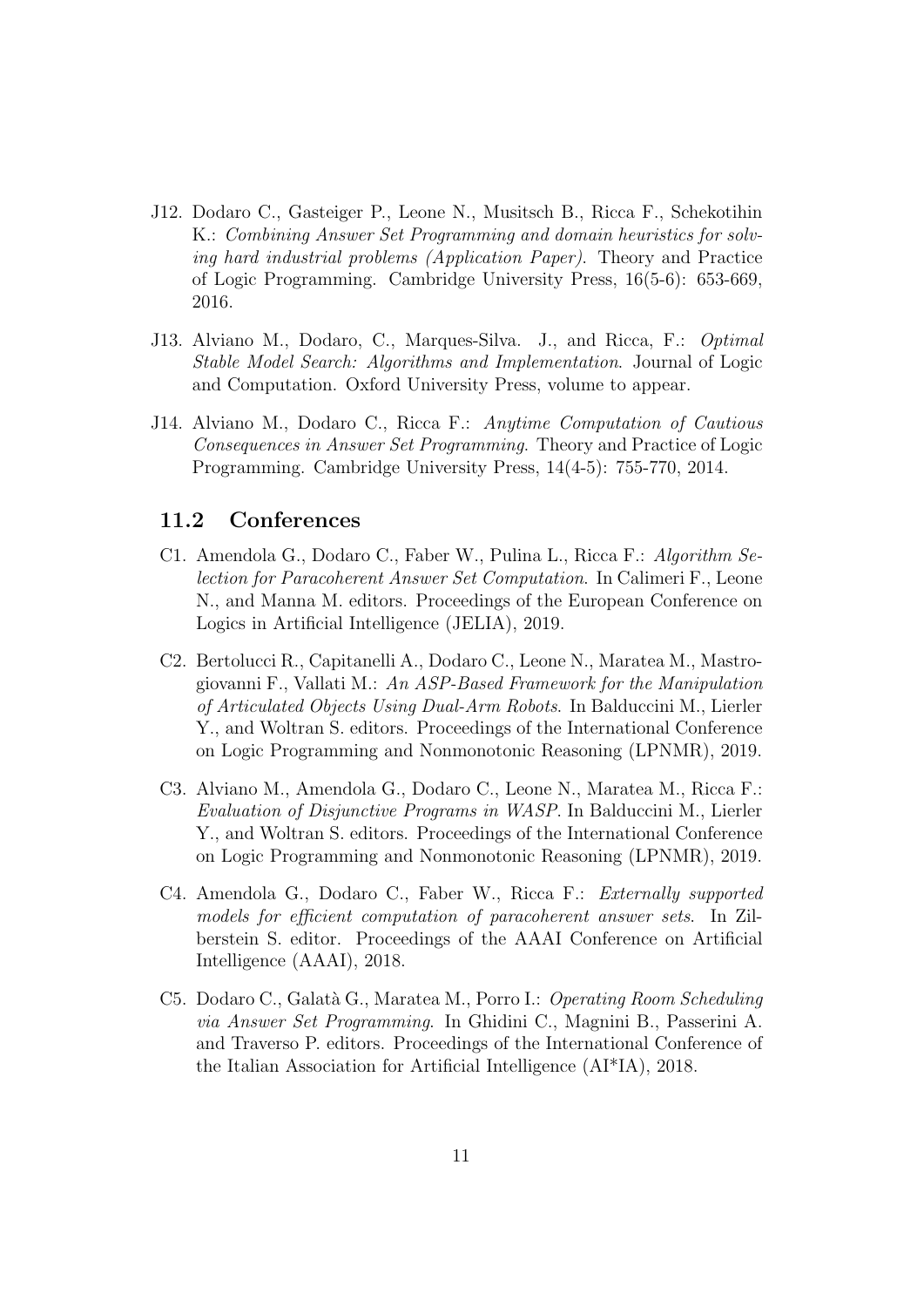- J12. Dodaro C., Gasteiger P., Leone N., Musitsch B., Ricca F., Schekotihin K.: *Combining Answer Set Programming and domain heuristics for solving hard industrial problems (Application Paper)*. Theory and Practice of Logic Programming. Cambridge University Press, 16(5-6): 653-669, 2016.

- J13. Alviano M., Dodaro, C., Marques-Silva. J., and Ricca, F.: *Optimal Stable Model Search: Algorithms and Implementation*. Journal of Logic and Computation. Oxford University Press, volume to appear.

- J14. Alviano M., Dodaro C., Ricca F.: *Anytime Computation of Cautious Consequences in Answer Set Programming*. Theory and Practice of Logic Programming. Cambridge University Press, 14(4-5): 755-770, 2014.

### 11.2 Conferences

- C1. Amendola G., Dodaro C., Faber W., Pulina L., Ricca F.: *Algorithm Selection for Paracoherent Answer Set Computation*. In Calimeri F., Leone N., and Manna M. editors. Proceedings of the European Conference on Logics in Artificial Intelligence (JELIA), 2019.

- C2. Bertolucci R., Capitanelli A., Dodaro C., Leone N., Maratea M., Mastrogiovanni F., Vallati M.: *An ASP-Based Framework for the Manipulation of Articulated Objects Using Dual-Arm Robots*. In Balduccini M., Lierler Y., and Woltran S. editors. Proceedings of the International Conference on Logic Programming and Nonmonotonic Reasoning (LPNMR), 2019.

- C3. Alviano M., Amendola G., Dodaro C., Leone N., Maratea M., Ricca F.: *Evaluation of Disjunctive Programs in WASP*. In Balduccini M., Lierler Y., and Woltran S. editors. Proceedings of the International Conference on Logic Programming and Nonmonotonic Reasoning (LPNMR), 2019.

- C4. Amendola G., Dodaro C., Faber W., Ricca F.: *Externally supported models for efficient computation of paracoherent answer sets*. In Zilberstein S. editor. Proceedings of the AAAI Conference on Artificial Intelligence (AAAI), 2018.

- C5. Dodaro C., Galatà G., Maratea M., Porro I.: *Operating Room Scheduling via Answer Set Programming*. In Ghidini C., Magnini B., Passerini A. and Traverso P. editors. Proceedings of the International Conference of the Italian Association for Artificial Intelligence (AI*IA), 2018.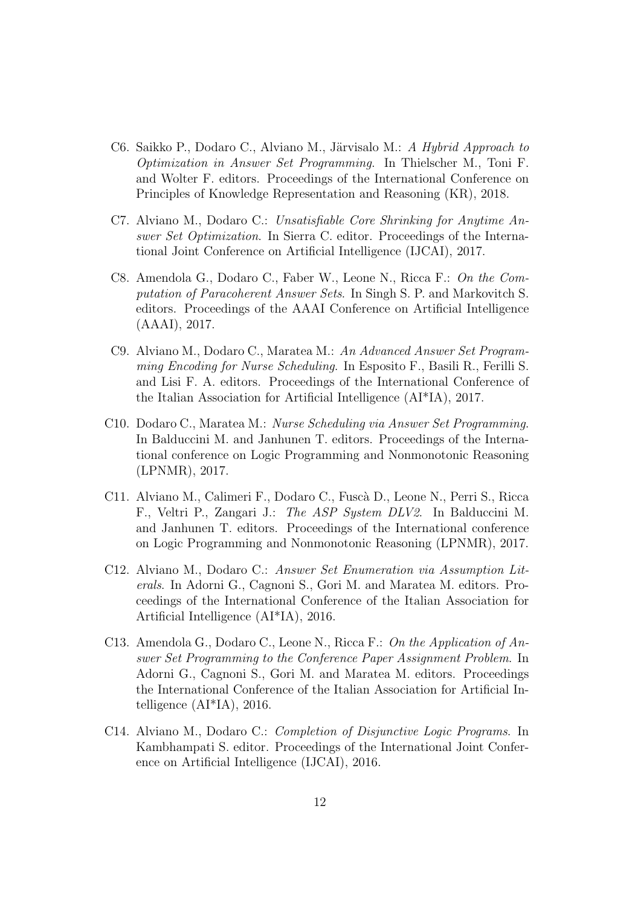- C6. Saikko P., Dodaro C., Alviano M., Järvisalo M.: *A Hybrid Approach to Optimization in Answer Set Programming*. In Thielscher M., Toni F. and Wolter F. editors. Proceedings of the International Conference on Principles of Knowledge Representation and Reasoning (KR), 2018.
- C7. Alviano M., Dodaro C.: *Unsatisfiable Core Shrinking for Anytime Answer Set Optimization*. In Sierra C. editor. Proceedings of the International Joint Conference on Artificial Intelligence (IJCAI), 2017.
- C8. Amendola G., Dodaro C., Faber W., Leone N., Ricca F.: *On the Computation of Paracoherent Answer Sets*. In Singh S. P. and Markovitch S. editors. Proceedings of the AAAI Conference on Artificial Intelligence (AAAI), 2017.
- C9. Alviano M., Dodaro C., Maratea M.: *An Advanced Answer Set Programming Encoding for Nurse Scheduling*. In Esposito F., Basili R., Ferilli S. and Lisi F. A. editors. Proceedings of the International Conference of the Italian Association for Artificial Intelligence (AI*IA), 2017.
- C10. Dodaro C., Maratea M.: *Nurse Scheduling via Answer Set Programming*. In Balduccini M. and Janhunen T. editors. Proceedings of the International conference on Logic Programming and Nonmonotonic Reasoning (LPNMR), 2017.
- C11. Alviano M., Calimeri F., Dodaro C., Fuscà D., Leone N., Perri S., Ricca F., Veltri P., Zangari J.: *The ASP System DLV2*. In Balduccini M. and Janhunen T. editors. Proceedings of the International conference on Logic Programming and Nonmonotonic Reasoning (LPNMR), 2017.
- C12. Alviano M., Dodaro C.: *Answer Set Enumeration via Assumption Literals*. In Adorni G., Cagnoni S., Gori M. and Maratea M. editors. Proceedings of the International Conference of the Italian Association for Artificial Intelligence (AI*IA), 2016.
- C13. Amendola G., Dodaro C., Leone N., Ricca F.: *On the Application of Answer Set Programming to the Conference Paper Assignment Problem*. In Adorni G., Cagnoni S., Gori M. and Maratea M. editors. Proceedings the International Conference of the Italian Association for Artificial Intelligence (AI*IA), 2016.
- C14. Alviano M., Dodaro C.: *Completion of Disjunctive Logic Programs*. In Kambhampati S. editor. Proceedings of the International Joint Conference on Artificial Intelligence (IJCAI), 2016.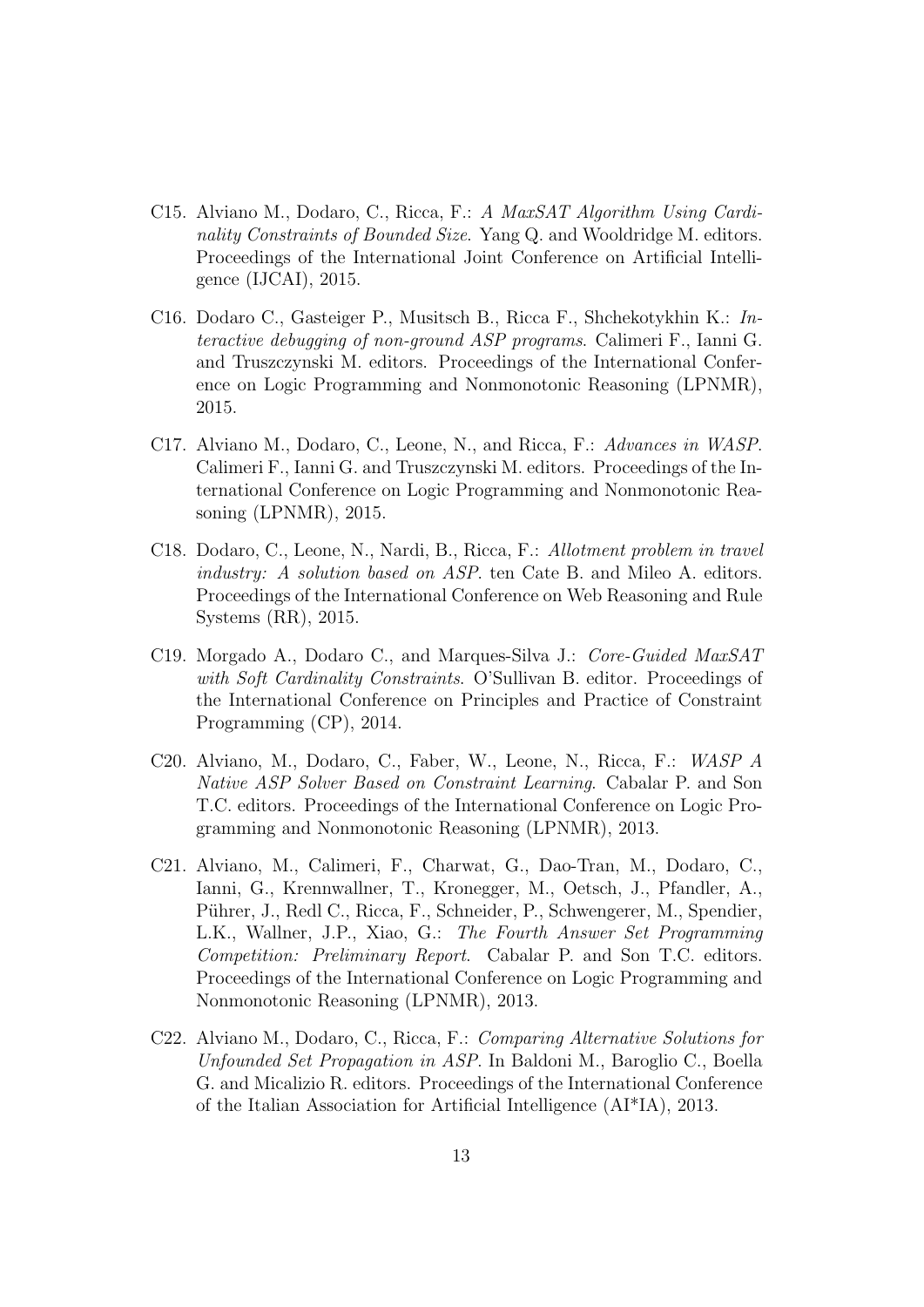C15. Alviano M., Dodaro, C., Ricca, F.: *A MaxSAT Algorithm Using Cardinality Constraints of Bounded Size*. Yang Q. and Wooldridge M. editors. Proceedings of the International Joint Conference on Artificial Intelligence (IJCAI), 2015.

C16. Dodaro C., Gasteiger P., Musitsch B., Ricca F., Shchekotykhin K.: *Interactive debugging of non-ground ASP programs*. Calimeri F., Ianni G. and Truszczynski M. editors. Proceedings of the International Conference on Logic Programming and Nonmonotonic Reasoning (LPNMR), 2015.

C17. Alviano M., Dodaro, C., Leone, N., and Ricca, F.: *Advances in WASP*. Calimeri F., Ianni G. and Truszczynski M. editors. Proceedings of the International Conference on Logic Programming and Nonmonotonic Reasoning (LPNMR), 2015.

C18. Dodaro, C., Leone, N., Nardi, B., Ricca, F.: *Allotment problem in travel industry: A solution based on ASP*. ten Cate B. and Mileo A. editors. Proceedings of the International Conference on Web Reasoning and Rule Systems (RR), 2015.

C19. Morgado A., Dodaro C., and Marques-Silva J.: *Core-Guided MaxSAT with Soft Cardinality Constraints*. O'Sullivan B. editor. Proceedings of the International Conference on Principles and Practice of Constraint Programming (CP), 2014.

C20. Alviano, M., Dodaro, C., Faber, W., Leone, N., Ricca, F.: *WASP A Native ASP Solver Based on Constraint Learning*. Cabalar P. and Son T.C. editors. Proceedings of the International Conference on Logic Programming and Nonmonotonic Reasoning (LPNMR), 2013.

C21. Alviano, M., Calimeri, F., Charwat, G., Dao-Tran, M., Dodaro, C., Ianni, G., Krennwallner, T., Kronegger, M., Oetsch, J., Pfandler, A., Pührer, J., Redl C., Ricca, F., Schneider, P., Schwengerer, M., Spendier, L.K., Wallner, J.P., Xiao, G.: *The Fourth Answer Set Programming Competition: Preliminary Report*. Cabalar P. and Son T.C. editors. Proceedings of the International Conference on Logic Programming and Nonmonotonic Reasoning (LPNMR), 2013.

C22. Alviano M., Dodaro, C., Ricca, F.: *Comparing Alternative Solutions for Unfounded Set Propagation in ASP*. In Baldoni M., Baroglio C., Boella G. and Micalizio R. editors. Proceedings of the International Conference of the Italian Association for Artificial Intelligence (AI*IA), 2013.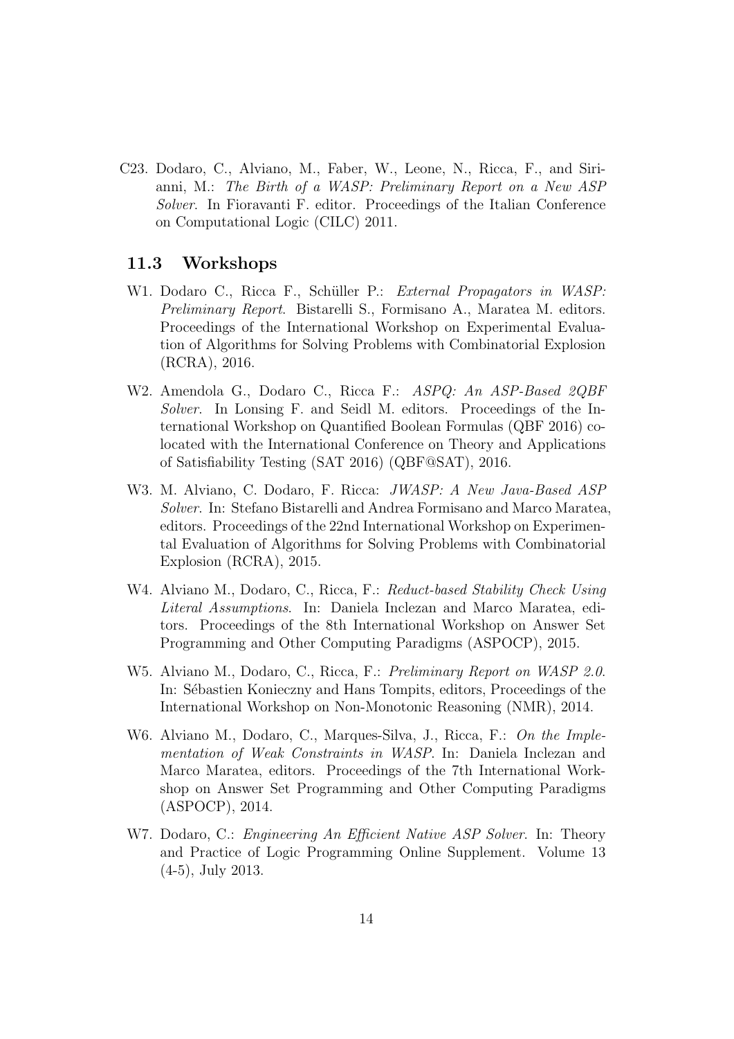C23. Dodaro, C., Alviano, M., Faber, W., Leone, N., Ricca, F., and Sirianni, M.: *The Birth of a WASP: Preliminary Report on a New ASP Solver*. In Fioravanti F. editor. Proceedings of the Italian Conference on Computational Logic (CILC) 2011.

### 11.3 Workshops

W1. Dodaro C., Ricca F., Schüller P.: *External Propagators in WASP: Preliminary Report*. Bistarelli S., Formisano A., Maratea M. editors. Proceedings of the International Workshop on Experimental Evaluation of Algorithms for Solving Problems with Combinatorial Explosion (RCRA), 2016.

W2. Amendola G., Dodaro C., Ricca F.: *ASPQ: An ASP-Based 2QBF Solver*. In Lonsing F. and Seidl M. editors. Proceedings of the International Workshop on Quantified Boolean Formulas (QBF 2016) colocated with the International Conference on Theory and Applications of Satisfiability Testing (SAT 2016) (QBF@SAT), 2016.

W3. M. Alviano, C. Dodaro, F. Ricca: *JWASP: A New Java-Based ASP Solver*. In: Stefano Bistarelli and Andrea Formisano and Marco Maratea, editors. Proceedings of the 22nd International Workshop on Experimental Evaluation of Algorithms for Solving Problems with Combinatorial Explosion (RCRA), 2015.

W4. Alviano M., Dodaro, C., Ricca, F.: *Reduct-based Stability Check Using Literal Assumptions*. In: Daniela Inclezan and Marco Maratea, editors. Proceedings of the 8th International Workshop on Answer Set Programming and Other Computing Paradigms (ASPOCP), 2015.

W5. Alviano M., Dodaro, C., Ricca, F.: *Preliminary Report on WASP 2.0*. In: Sébastien Konieczny and Hans Tompits, editors, Proceedings of the International Workshop on Non-Monotonic Reasoning (NMR), 2014.

W6. Alviano M., Dodaro, C., Marques-Silva, J., Ricca, F.: *On the Implementation of Weak Constraints in WASP*. In: Daniela Inclezan and Marco Maratea, editors. Proceedings of the 7th International Workshop on Answer Set Programming and Other Computing Paradigms (ASPOCP), 2014.

W7. Dodaro, C.: *Engineering An Efficient Native ASP Solver*. In: Theory and Practice of Logic Programming Online Supplement. Volume 13 (4-5), July 2013.